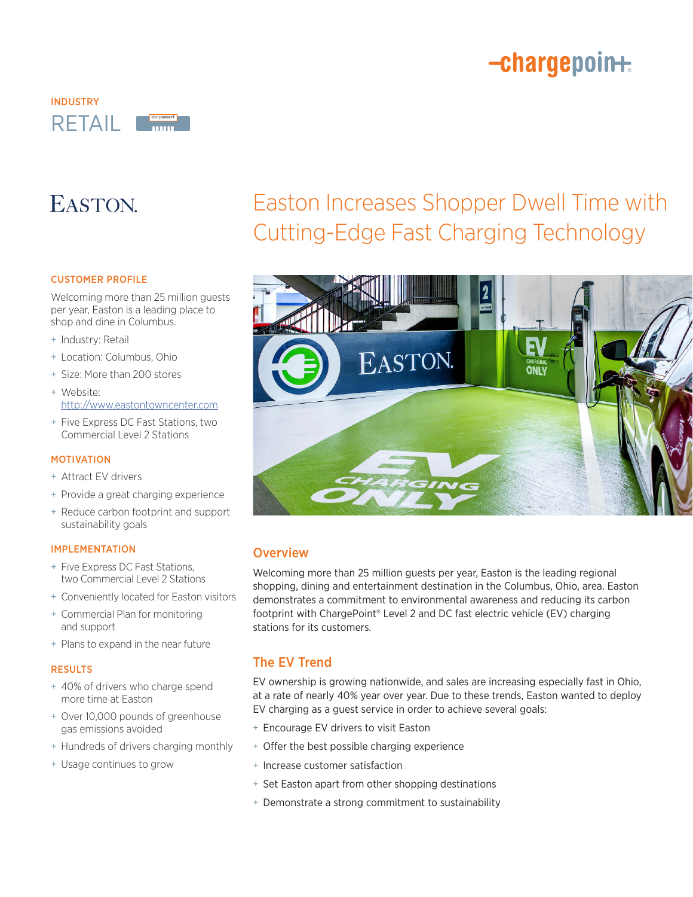INDUSTRY

RETAIL

EASTON.

# Easton Increases Shopper Dwell Time with Cutting-Edge Fast Charging Technology

## CUSTOMER PROFILE

Welcoming more than 25 million guests per year, Easton is a leading place to shop and dine in Columbus.

- Industry: Retail
- Location: Columbus, Ohio
- Size: More than 200 stores
- Website: http://www.eastontowncenter.com
- Five Express DC Fast Stations, two Commercial Level 2 Stations

## MOTIVATION

- Attract EV drivers
- Provide a great charging experience
- Reduce carbon footprint and support sustainability goals

## IMPLEMENTATION

- Five Express DC Fast Stations, two Commercial Level 2 Stations
- Conveniently located for Easton visitors
- Commercial Plan for monitoring and support
- Plans to expand in the near future

## RESULTS

- 40% of drivers who charge spend more time at Easton
- Over 10,000 pounds of greenhouse gas emissions avoided
- Hundreds of drivers charging monthly
- Usage continues to grow

## Overview

Welcoming more than 25 million guests per year, Easton is the leading regional shopping, dining and entertainment destination in the Columbus, Ohio, area. Easton demonstrates a commitment to environmental awareness and reducing its carbon footprint with ChargePoint® Level 2 and DC fast electric vehicle (EV) charging stations for its customers.

## The EV Trend

EV ownership is growing nationwide, and sales are increasing especially fast in Ohio, at a rate of nearly 40% year over year. Due to these trends, Easton wanted to deploy EV charging as a guest service in order to achieve several goals:

- Encourage EV drivers to visit Easton
- Offer the best possible charging experience
- Increase customer satisfaction
- Set Easton apart from other shopping destinations
- Demonstrate a strong commitment to sustainability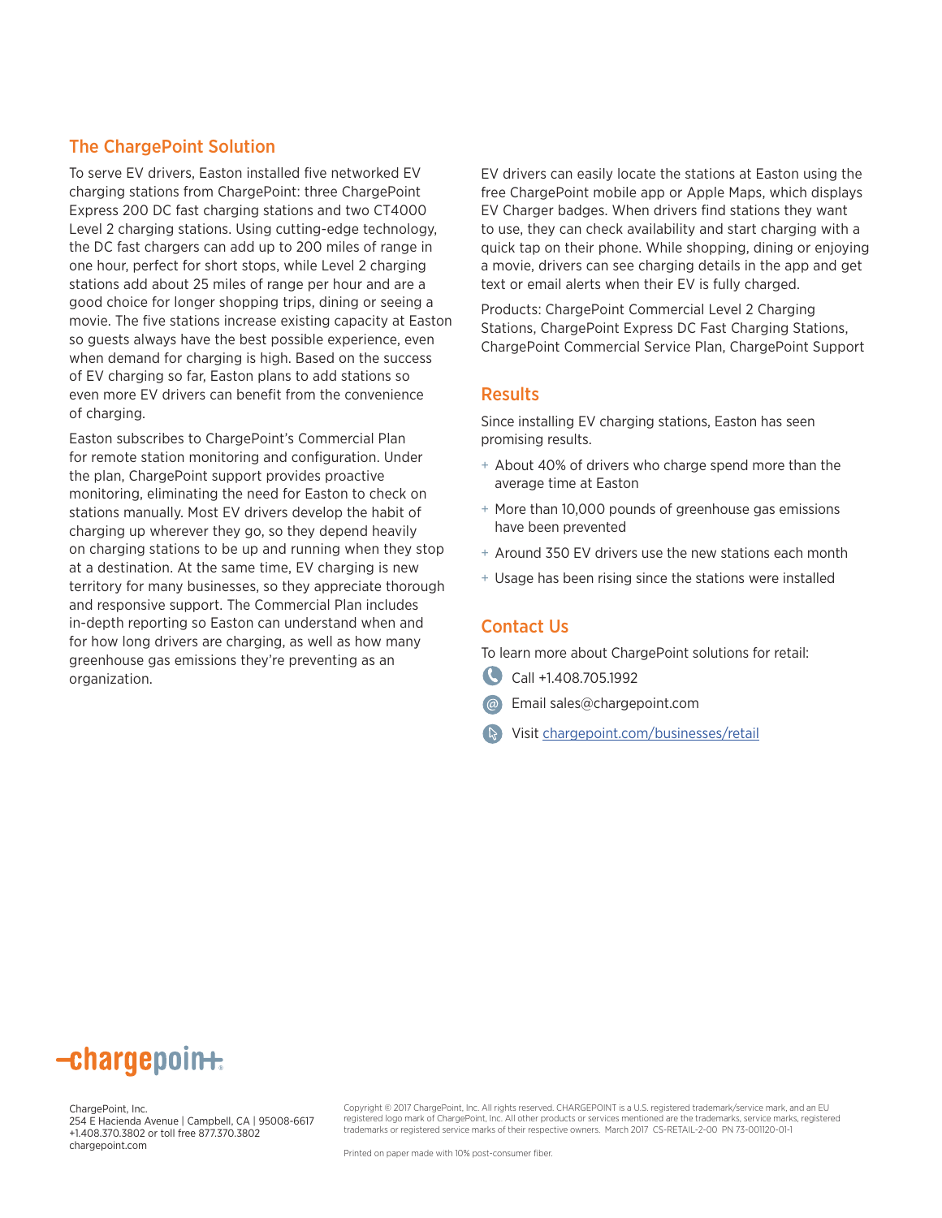## The ChargePoint Solution

To serve EV drivers, Easton installed five networked EV charging stations from ChargePoint: three ChargePoint Express 200 DC fast charging stations and two CT4000 Level 2 charging stations. Using cutting-edge technology, the DC fast chargers can add up to 200 miles of range in one hour, perfect for short stops, while Level 2 charging stations add about 25 miles of range per hour and are a good choice for longer shopping trips, dining or seeing a movie. The five stations increase existing capacity at Easton so guests always have the best possible experience, even when demand for charging is high. Based on the success of EV charging so far, Easton plans to add stations so even more EV drivers can benefit from the convenience of charging.

Easton subscribes to ChargePoint's Commercial Plan for remote station monitoring and configuration. Under the plan, ChargePoint support provides proactive monitoring, eliminating the need for Easton to check on stations manually. Most EV drivers develop the habit of charging up wherever they go, so they depend heavily on charging stations to be up and running when they stop at a destination. At the same time, EV charging is new territory for many businesses, so they appreciate thorough and responsive support. The Commercial Plan includes in-depth reporting so Easton can understand when and for how long drivers are charging, as well as how many greenhouse gas emissions they're preventing as an organization.

EV drivers can easily locate the stations at Easton using the free ChargePoint mobile app or Apple Maps, which displays EV Charger badges. When drivers find stations they want to use, they can check availability and start charging with a quick tap on their phone. While shopping, dining or enjoying a movie, drivers can see charging details in the app and get text or email alerts when their EV is fully charged.

Products: ChargePoint Commercial Level 2 Charging Stations, ChargePoint Express DC Fast Charging Stations, ChargePoint Commercial Service Plan, ChargePoint Support

## Results

Since installing EV charging stations, Easton has seen promising results.

+ About 40% of drivers who charge spend more than the average time at Easton
+ More than 10,000 pounds of greenhouse gas emissions have been prevented
+ Around 350 EV drivers use the new stations each month
+ Usage has been rising since the stations were installed

## Contact Us

To learn more about ChargePoint solutions for retail:

Call +1.408.705.1992

Email sales@chargepoint.com

Visit chargepoint.com/businesses/retail

chargepoint

ChargePoint, Inc.
254 E Hacienda Avenue | Campbell, CA | 95008-6617
+1.408.370.3802 or toll free 877.370.3802
chargepoint.com

Copyright © 2017 ChargePoint, Inc. All rights reserved. CHARGEPOINT is a U.S. registered trademark/service mark, and an EU registered logo mark of ChargePoint, Inc. All other products or services mentioned are the trademarks, service marks, registered trademarks or registered service marks of their respective owners. March 2017 CS-RETAIL-2-00 PN 73-001120-01-1

Printed on paper made with 10% post-consumer fiber.